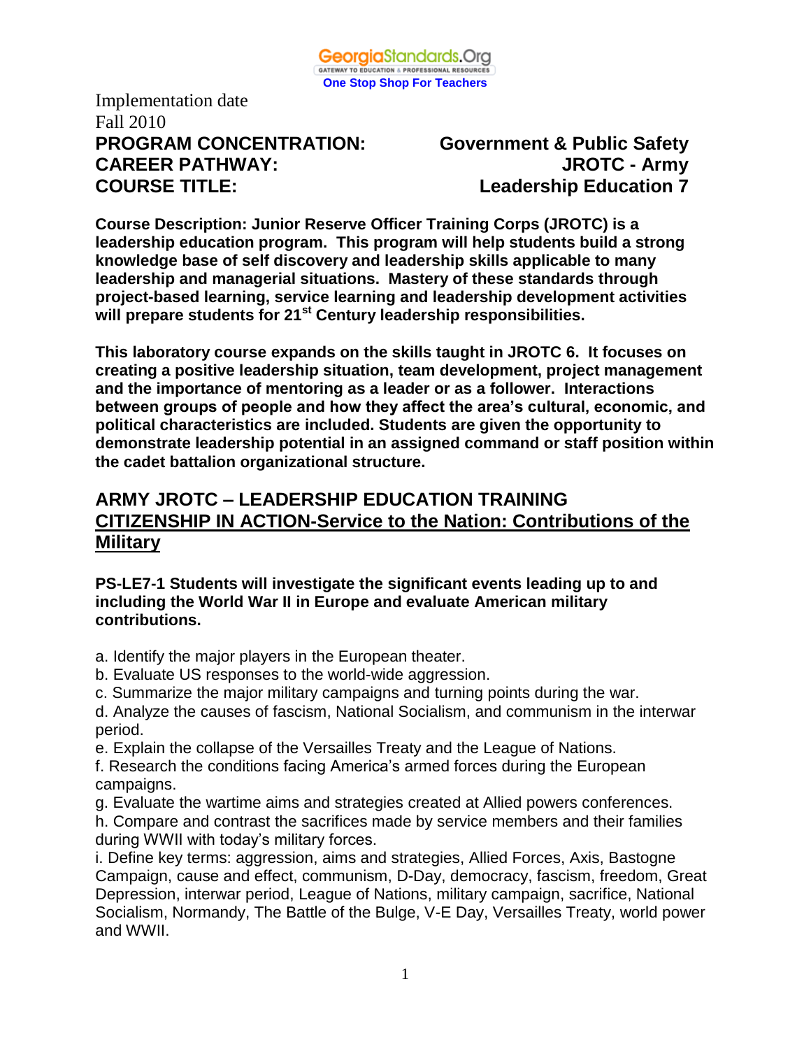Implementation date
Fall 2010

**PROGRAM CONCENTRATION:** **Government & Public Safety**
**CAREER PATHWAY:** **JROTC - Army**
**COURSE TITLE:** **Leadership Education 7**

**Course Description: Junior Reserve Officer Training Corps (JROTC) is a leadership education program. This program will help students build a strong knowledge base of self discovery and leadership skills applicable to many leadership and managerial situations. Mastery of these standards through project-based learning, service learning and leadership development activities will prepare students for 21st Century leadership responsibilities.**

**This laboratory course expands on the skills taught in JROTC 6. It focuses on creating a positive leadership situation, team development, project management and the importance of mentoring as a leader or as a follower. Interactions between groups of people and how they affect the area's cultural, economic, and political characteristics are included. Students are given the opportunity to demonstrate leadership potential in an assigned command or staff position within the cadet battalion organizational structure.**

## ARMY JROTC – LEADERSHIP EDUCATION TRAINING
## CITIZENSHIP IN ACTION-Service to the Nation: Contributions of the Military

**PS-LE7-1 Students will investigate the significant events leading up to and including the World War II in Europe and evaluate American military contributions.**

a. Identify the major players in the European theater.
b. Evaluate US responses to the world-wide aggression.
c. Summarize the major military campaigns and turning points during the war.
d. Analyze the causes of fascism, National Socialism, and communism in the interwar period.
e. Explain the collapse of the Versailles Treaty and the League of Nations.
f. Research the conditions facing America's armed forces during the European campaigns.
g. Evaluate the wartime aims and strategies created at Allied powers conferences.
h. Compare and contrast the sacrifices made by service members and their families during WWII with today's military forces.
i. Define key terms: aggression, aims and strategies, Allied Forces, Axis, Bastogne Campaign, cause and effect, communism, D-Day, democracy, fascism, freedom, Great Depression, interwar period, League of Nations, military campaign, sacrifice, National Socialism, Normandy, The Battle of the Bulge, V-E Day, Versailles Treaty, world power and WWII.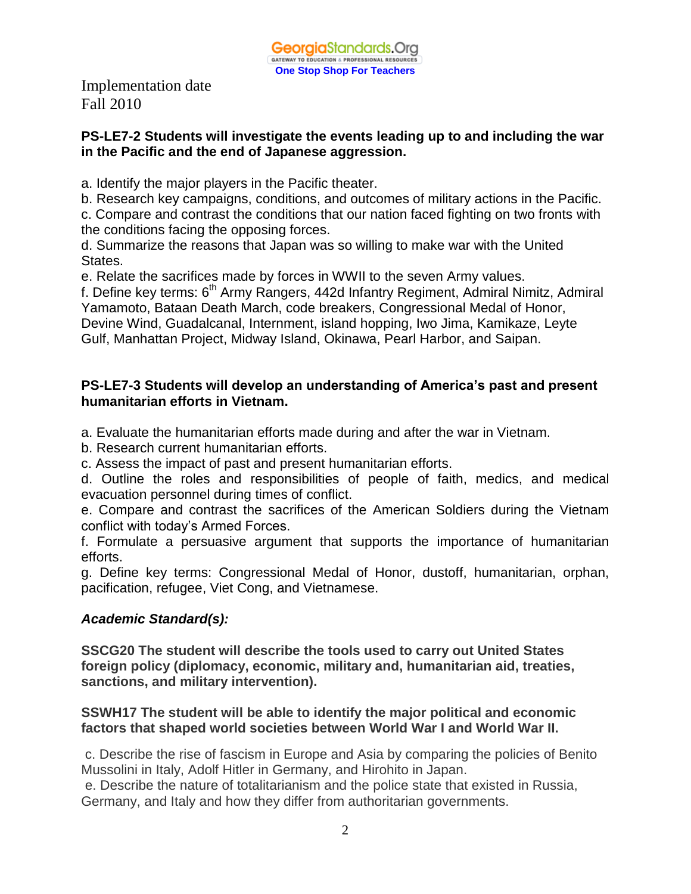Implementation date
Fall 2010

**PS-LE7-2 Students will investigate the events leading up to and including the war in the Pacific and the end of Japanese aggression.**

a. Identify the major players in the Pacific theater.
b. Research key campaigns, conditions, and outcomes of military actions in the Pacific.
c. Compare and contrast the conditions that our nation faced fighting on two fronts with the conditions facing the opposing forces.
d. Summarize the reasons that Japan was so willing to make war with the United States.
e. Relate the sacrifices made by forces in WWII to the seven Army values.
f. Define key terms: 6th Army Rangers, 442d Infantry Regiment, Admiral Nimitz, Admiral Yamamoto, Bataan Death March, code breakers, Congressional Medal of Honor, Devine Wind, Guadalcanal, Internment, island hopping, Iwo Jima, Kamikaze, Leyte Gulf, Manhattan Project, Midway Island, Okinawa, Pearl Harbor, and Saipan.

**PS-LE7-3 Students will develop an understanding of America's past and present humanitarian efforts in Vietnam.**

a. Evaluate the humanitarian efforts made during and after the war in Vietnam.
b. Research current humanitarian efforts.
c. Assess the impact of past and present humanitarian efforts.
d. Outline the roles and responsibilities of people of faith, medics, and medical evacuation personnel during times of conflict.
e. Compare and contrast the sacrifices of the American Soldiers during the Vietnam conflict with today's Armed Forces.
f. Formulate a persuasive argument that supports the importance of humanitarian efforts.
g. Define key terms: Congressional Medal of Honor, dustoff, humanitarian, orphan, pacification, refugee, Viet Cong, and Vietnamese.

***Academic Standard(s):***

**SSCG20 The student will describe the tools used to carry out United States foreign policy (diplomacy, economic, military and, humanitarian aid, treaties, sanctions, and military intervention).**

**SSWH17 The student will be able to identify the major political and economic factors that shaped world societies between World War I and World War II.**

c. Describe the rise of fascism in Europe and Asia by comparing the policies of Benito Mussolini in Italy, Adolf Hitler in Germany, and Hirohito in Japan.
e. Describe the nature of totalitarianism and the police state that existed in Russia, Germany, and Italy and how they differ from authoritarian governments.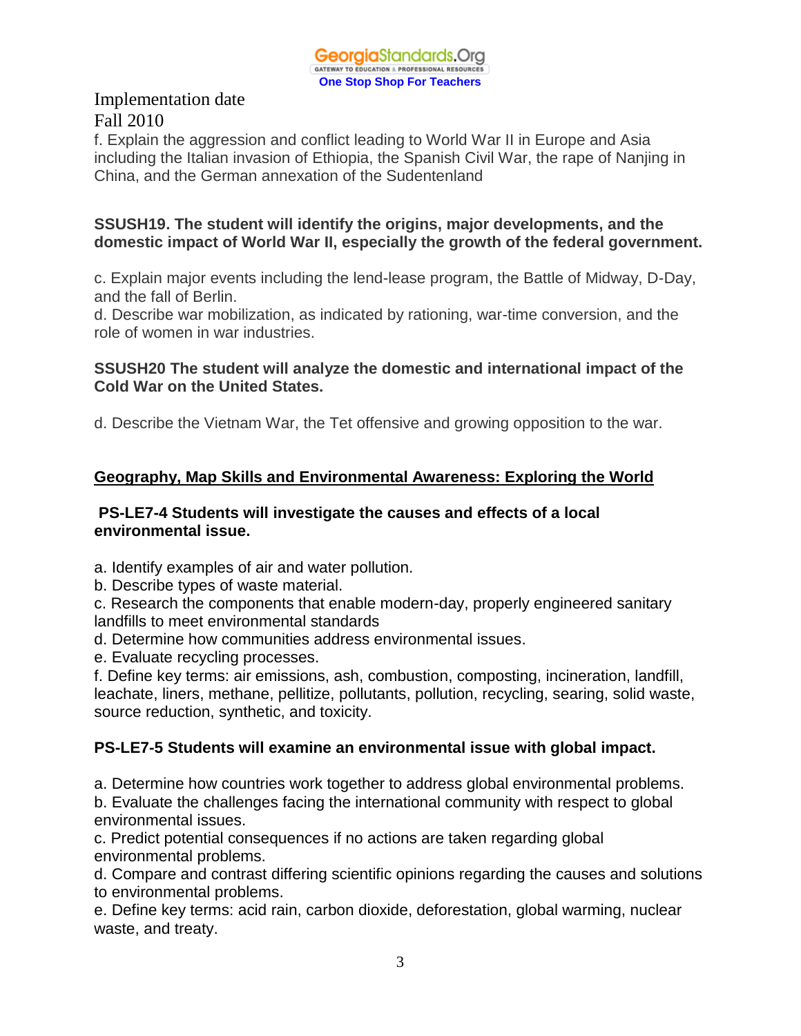Implementation date
Fall 2010

f. Explain the aggression and conflict leading to World War II in Europe and Asia including the Italian invasion of Ethiopia, the Spanish Civil War, the rape of Nanjing in China, and the German annexation of the Sudentenland

**SSUSH19. The student will identify the origins, major developments, and the domestic impact of World War II, especially the growth of the federal government.**

c. Explain major events including the lend-lease program, the Battle of Midway, D-Day, and the fall of Berlin.
d. Describe war mobilization, as indicated by rationing, war-time conversion, and the role of women in war industries.

**SSUSH20 The student will analyze the domestic and international impact of the Cold War on the United States.**

d. Describe the Vietnam War, the Tet offensive and growing opposition to the war.

**<u>Geography, Map Skills and Environmental Awareness: Exploring the World</u>**

**PS-LE7-4 Students will investigate the causes and effects of a local environmental issue.**

a. Identify examples of air and water pollution.
b. Describe types of waste material.
c. Research the components that enable modern-day, properly engineered sanitary landfills to meet environmental standards
d. Determine how communities address environmental issues.
e. Evaluate recycling processes.
f. Define key terms: air emissions, ash, combustion, composting, incineration, landfill, leachate, liners, methane, pellitize, pollutants, pollution, recycling, searing, solid waste, source reduction, synthetic, and toxicity.

**PS-LE7-5 Students will examine an environmental issue with global impact.**

a. Determine how countries work together to address global environmental problems.
b. Evaluate the challenges facing the international community with respect to global environmental issues.
c. Predict potential consequences if no actions are taken regarding global environmental problems.
d. Compare and contrast differing scientific opinions regarding the causes and solutions to environmental problems.
e. Define key terms: acid rain, carbon dioxide, deforestation, global warming, nuclear waste, and treaty.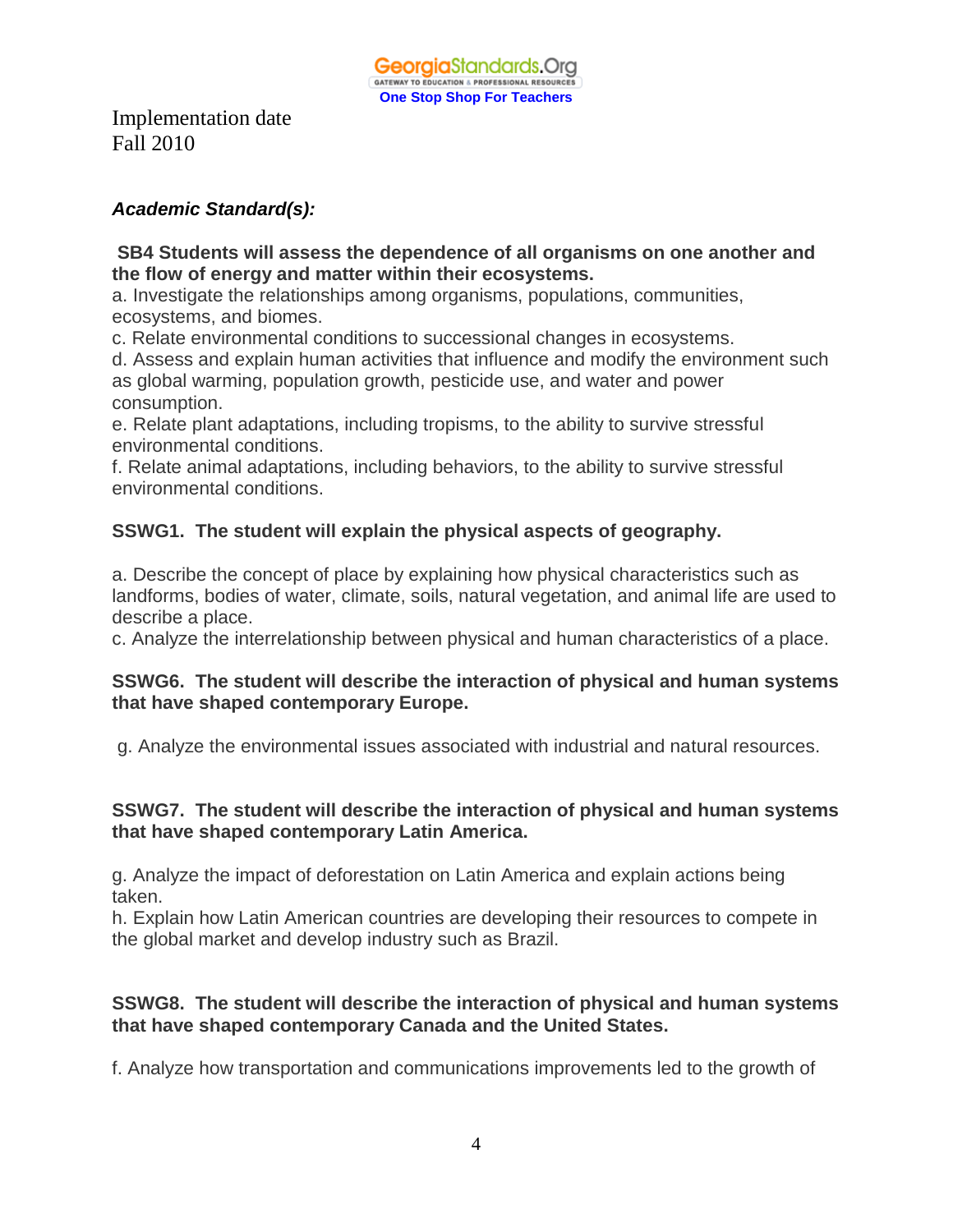Implementation date
Fall 2010

***Academic Standard(s):***

**SB4 Students will assess the dependence of all organisms on one another and the flow of energy and matter within their ecosystems.**
a. Investigate the relationships among organisms, populations, communities, ecosystems, and biomes.
c. Relate environmental conditions to successional changes in ecosystems.
d. Assess and explain human activities that influence and modify the environment such as global warming, population growth, pesticide use, and water and power consumption.
e. Relate plant adaptations, including tropisms, to the ability to survive stressful environmental conditions.
f. Relate animal adaptations, including behaviors, to the ability to survive stressful environmental conditions.

**SSWG1. The student will explain the physical aspects of geography.**

a. Describe the concept of place by explaining how physical characteristics such as landforms, bodies of water, climate, soils, natural vegetation, and animal life are used to describe a place.
c. Analyze the interrelationship between physical and human characteristics of a place.

**SSWG6. The student will describe the interaction of physical and human systems that have shaped contemporary Europe.**

g. Analyze the environmental issues associated with industrial and natural resources.

**SSWG7. The student will describe the interaction of physical and human systems that have shaped contemporary Latin America.**

g. Analyze the impact of deforestation on Latin America and explain actions being taken.
h. Explain how Latin American countries are developing their resources to compete in the global market and develop industry such as Brazil.

**SSWG8. The student will describe the interaction of physical and human systems that have shaped contemporary Canada and the United States.**

f. Analyze how transportation and communications improvements led to the growth of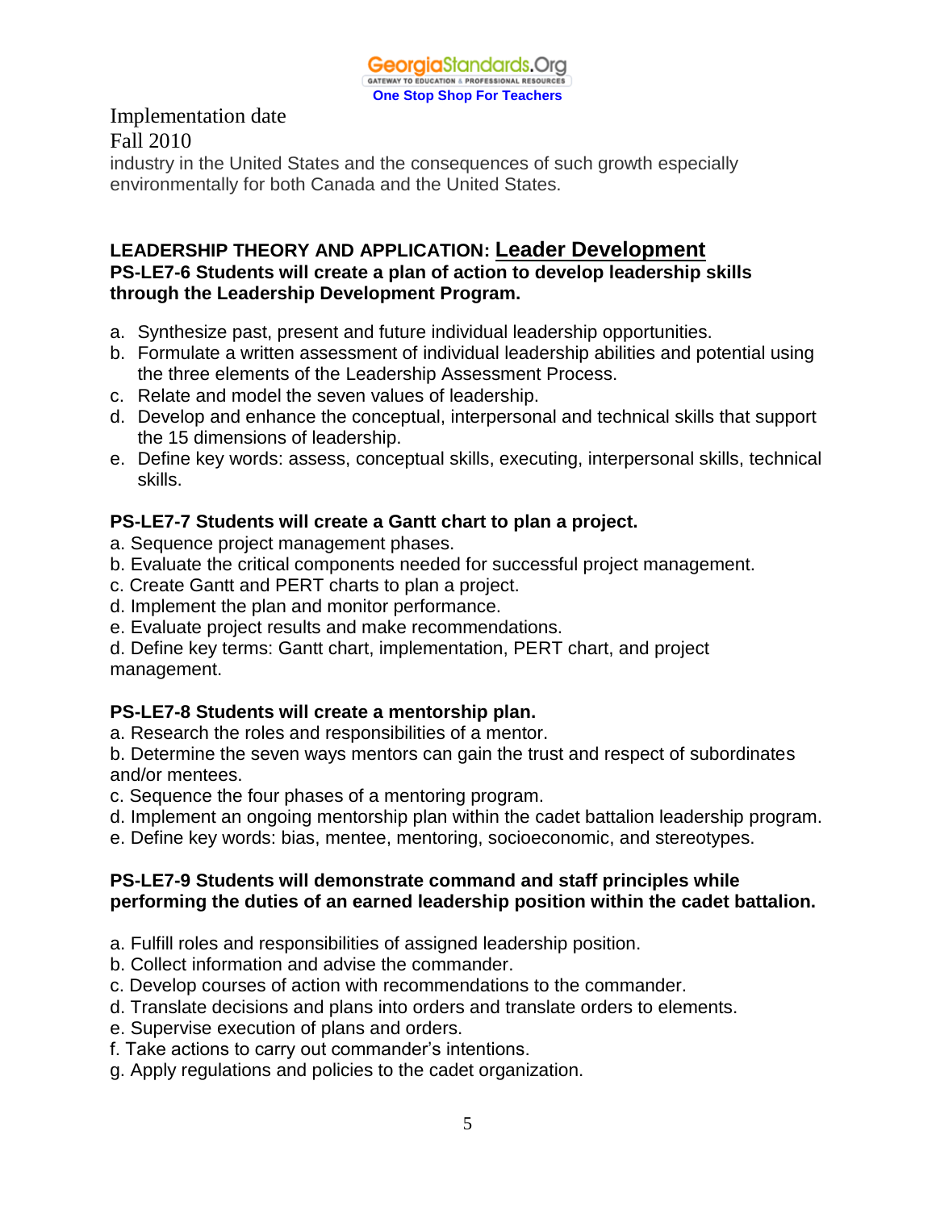Implementation date
Fall 2010

industry in the United States and the consequences of such growth especially environmentally for both Canada and the United States.

**LEADERSHIP THEORY AND APPLICATION: Leader Development**

**PS-LE7-6 Students will create a plan of action to develop leadership skills through the Leadership Development Program.**

a. Synthesize past, present and future individual leadership opportunities.
b. Formulate a written assessment of individual leadership abilities and potential using the three elements of the Leadership Assessment Process.
c. Relate and model the seven values of leadership.
d. Develop and enhance the conceptual, interpersonal and technical skills that support the 15 dimensions of leadership.
e. Define key words: assess, conceptual skills, executing, interpersonal skills, technical skills.

**PS-LE7-7 Students will create a Gantt chart to plan a project.**

a. Sequence project management phases.
b. Evaluate the critical components needed for successful project management.
c. Create Gantt and PERT charts to plan a project.
d. Implement the plan and monitor performance.
e. Evaluate project results and make recommendations.
d. Define key terms: Gantt chart, implementation, PERT chart, and project management.

**PS-LE7-8 Students will create a mentorship plan.**

a. Research the roles and responsibilities of a mentor.
b. Determine the seven ways mentors can gain the trust and respect of subordinates and/or mentees.
c. Sequence the four phases of a mentoring program.
d. Implement an ongoing mentorship plan within the cadet battalion leadership program.
e. Define key words: bias, mentee, mentoring, socioeconomic, and stereotypes.

**PS-LE7-9 Students will demonstrate command and staff principles while performing the duties of an earned leadership position within the cadet battalion.**

a. Fulfill roles and responsibilities of assigned leadership position.
b. Collect information and advise the commander.
c. Develop courses of action with recommendations to the commander.
d. Translate decisions and plans into orders and translate orders to elements.
e. Supervise execution of plans and orders.
f. Take actions to carry out commander's intentions.
g. Apply regulations and policies to the cadet organization.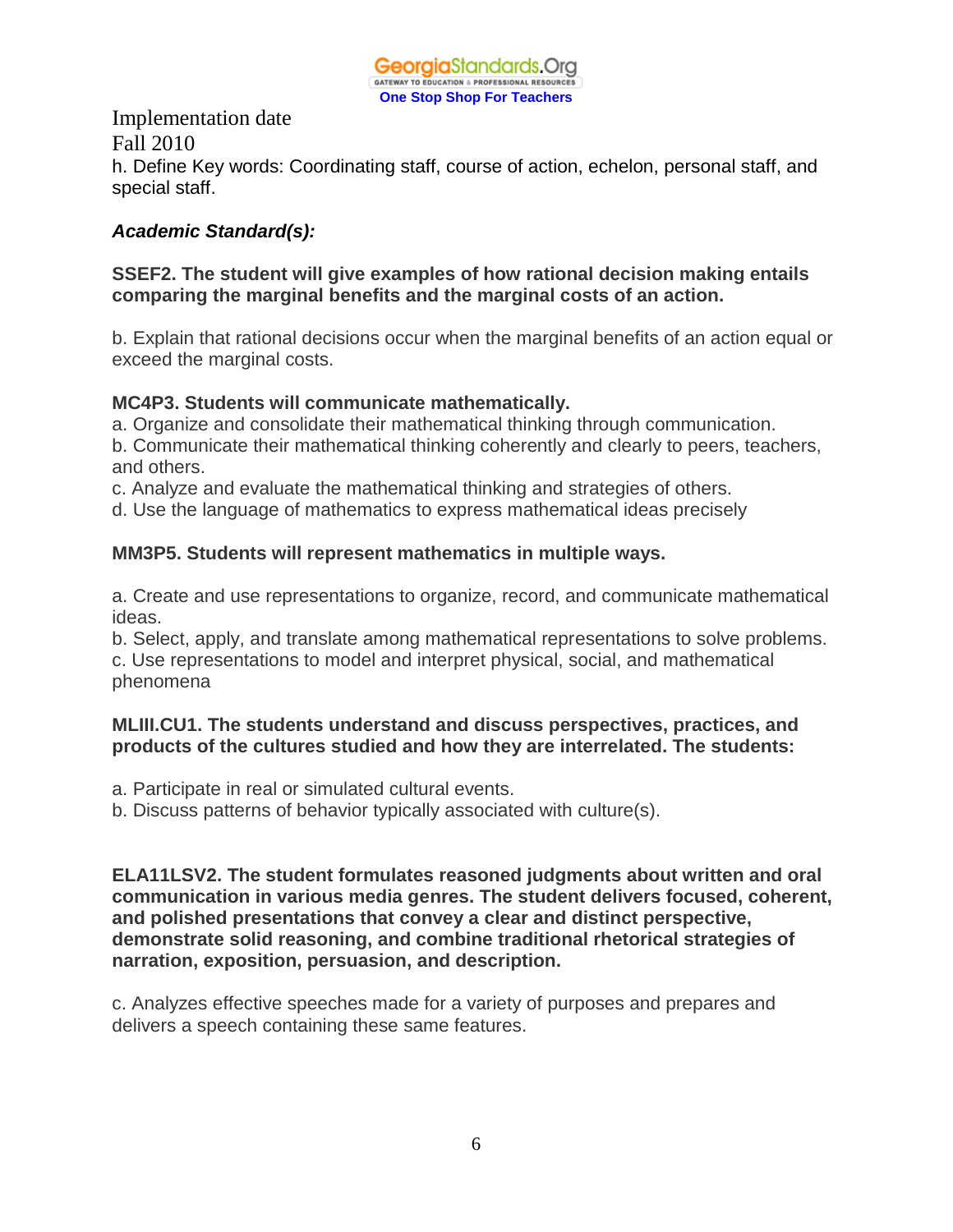Implementation date
Fall 2010

h. Define Key words: Coordinating staff, course of action, echelon, personal staff, and special staff.

***Academic Standard(s):***

**SSEF2. The student will give examples of how rational decision making entails comparing the marginal benefits and the marginal costs of an action.**

b. Explain that rational decisions occur when the marginal benefits of an action equal or exceed the marginal costs.

**MC4P3. Students will communicate mathematically.**

a. Organize and consolidate their mathematical thinking through communication.
b. Communicate their mathematical thinking coherently and clearly to peers, teachers, and others.
c. Analyze and evaluate the mathematical thinking and strategies of others.
d. Use the language of mathematics to express mathematical ideas precisely

**MM3P5. Students will represent mathematics in multiple ways.**

a. Create and use representations to organize, record, and communicate mathematical ideas.
b. Select, apply, and translate among mathematical representations to solve problems.
c. Use representations to model and interpret physical, social, and mathematical phenomena

**MLIII.CU1. The students understand and discuss perspectives, practices, and products of the cultures studied and how they are interrelated. The students:**

a. Participate in real or simulated cultural events.
b. Discuss patterns of behavior typically associated with culture(s).

**ELA11LSV2. The student formulates reasoned judgments about written and oral communication in various media genres. The student delivers focused, coherent, and polished presentations that convey a clear and distinct perspective, demonstrate solid reasoning, and combine traditional rhetorical strategies of narration, exposition, persuasion, and description.**

c. Analyzes effective speeches made for a variety of purposes and prepares and delivers a speech containing these same features.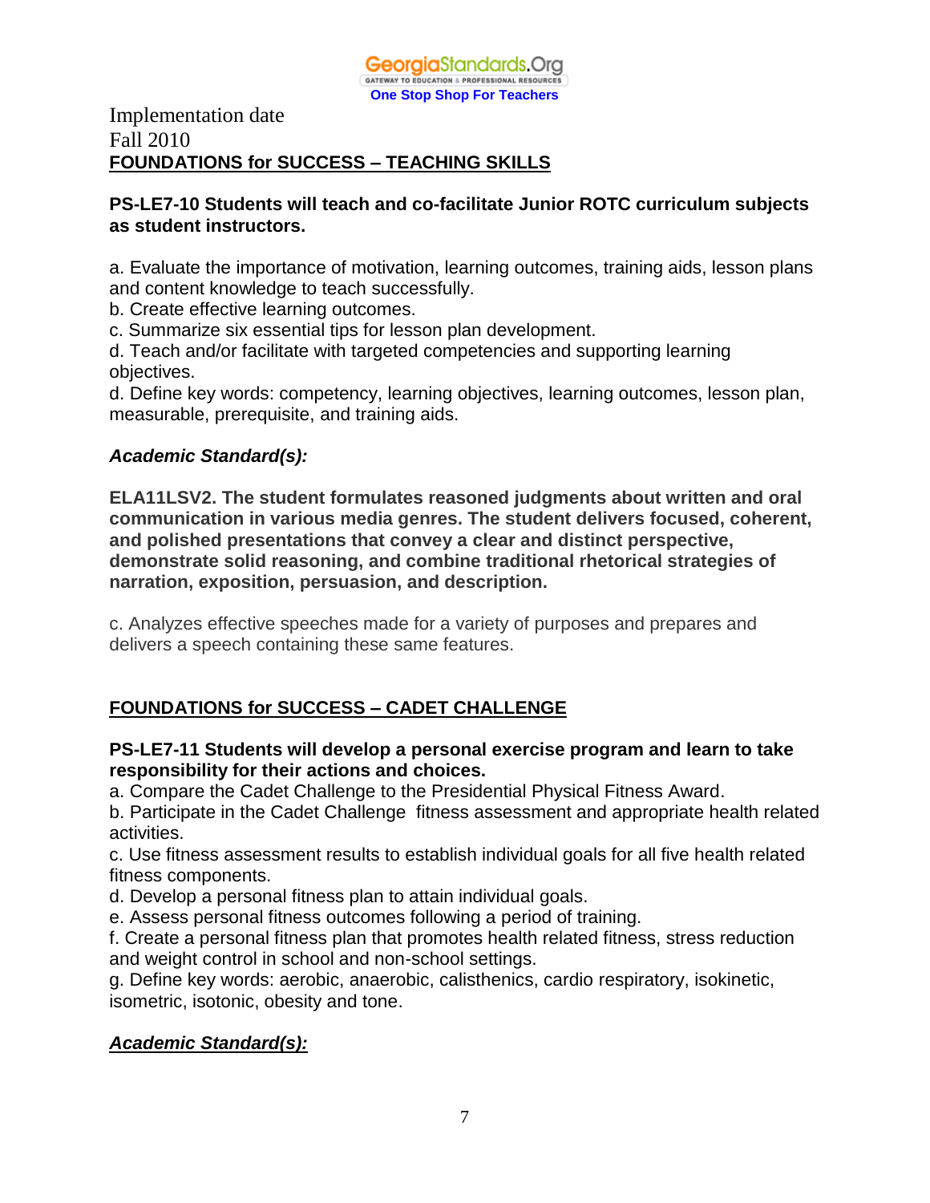Implementation date
Fall 2010

**FOUNDATIONS for SUCCESS – TEACHING SKILLS**

**PS-LE7-10 Students will teach and co-facilitate Junior ROTC curriculum subjects as student instructors.**

a. Evaluate the importance of motivation, learning outcomes, training aids, lesson plans and content knowledge to teach successfully.
b. Create effective learning outcomes.
c. Summarize six essential tips for lesson plan development.
d. Teach and/or facilitate with targeted competencies and supporting learning objectives.
d. Define key words: competency, learning objectives, learning outcomes, lesson plan, measurable, prerequisite, and training aids.

***Academic Standard(s):***

**ELA11LSV2. The student formulates reasoned judgments about written and oral communication in various media genres. The student delivers focused, coherent, and polished presentations that convey a clear and distinct perspective, demonstrate solid reasoning, and combine traditional rhetorical strategies of narration, exposition, persuasion, and description.**

c. Analyzes effective speeches made for a variety of purposes and prepares and delivers a speech containing these same features.

**FOUNDATIONS for SUCCESS – CADET CHALLENGE**

**PS-LE7-11 Students will develop a personal exercise program and learn to take responsibility for their actions and choices.**

a. Compare the Cadet Challenge to the Presidential Physical Fitness Award.
b. Participate in the Cadet Challenge fitness assessment and appropriate health related activities.
c. Use fitness assessment results to establish individual goals for all five health related fitness components.
d. Develop a personal fitness plan to attain individual goals.
e. Assess personal fitness outcomes following a period of training.
f. Create a personal fitness plan that promotes health related fitness, stress reduction and weight control in school and non-school settings.
g. Define key words: aerobic, anaerobic, calisthenics, cardio respiratory, isokinetic, isometric, isotonic, obesity and tone.

***Academic Standard(s):***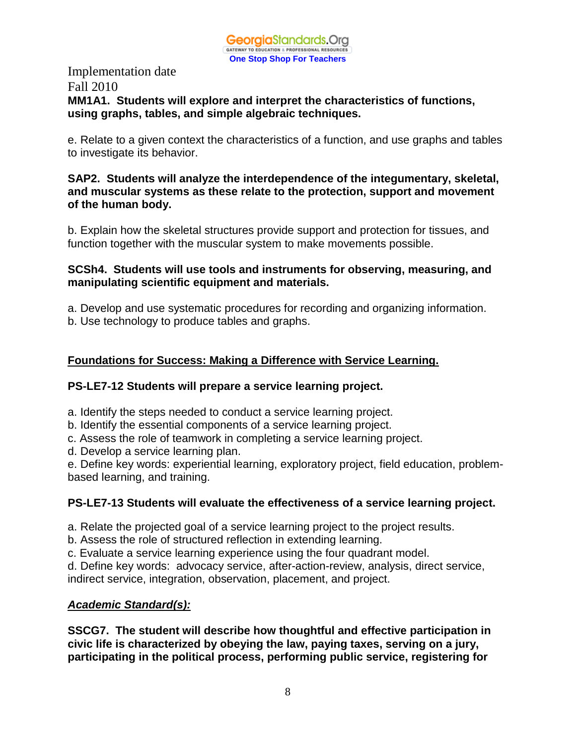Implementation date
Fall 2010

**MM1A1. Students will explore and interpret the characteristics of functions, using graphs, tables, and simple algebraic techniques.**

e. Relate to a given context the characteristics of a function, and use graphs and tables to investigate its behavior.

**SAP2. Students will analyze the interdependence of the integumentary, skeletal, and muscular systems as these relate to the protection, support and movement of the human body.**

b. Explain how the skeletal structures provide support and protection for tissues, and function together with the muscular system to make movements possible.

**SCSh4. Students will use tools and instruments for observing, measuring, and manipulating scientific equipment and materials.**

a. Develop and use systematic procedures for recording and organizing information.
b. Use technology to produce tables and graphs.

**<u>Foundations for Success: Making a Difference with Service Learning.</u>**

**PS-LE7-12 Students will prepare a service learning project.**

a. Identify the steps needed to conduct a service learning project.
b. Identify the essential components of a service learning project.
c. Assess the role of teamwork in completing a service learning project.
d. Develop a service learning plan.
e. Define key words: experiential learning, exploratory project, field education, problem-based learning, and training.

**PS-LE7-13 Students will evaluate the effectiveness of a service learning project.**

a. Relate the projected goal of a service learning project to the project results.
b. Assess the role of structured reflection in extending learning.
c. Evaluate a service learning experience using the four quadrant model.
d. Define key words: advocacy service, after-action-review, analysis, direct service, indirect service, integration, observation, placement, and project.

***<u>Academic Standard(s):</u>***

**SSCG7. The student will describe how thoughtful and effective participation in civic life is characterized by obeying the law, paying taxes, serving on a jury, participating in the political process, performing public service, registering for**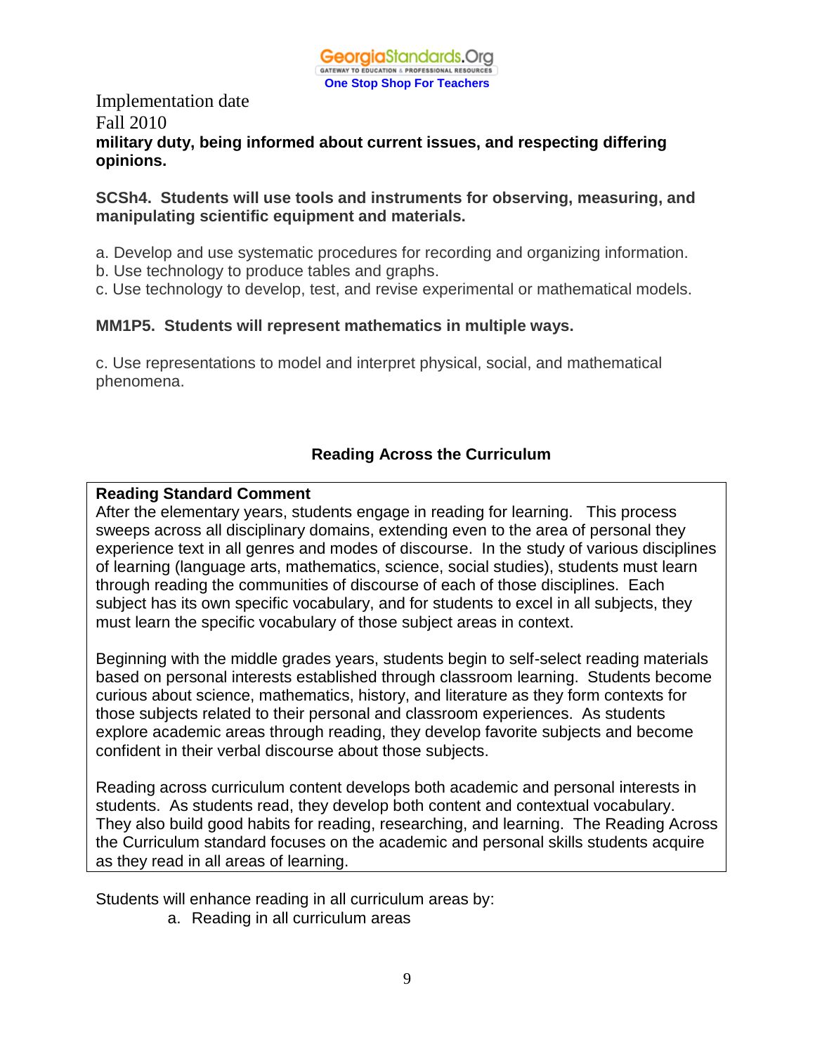Implementation date
Fall 2010

**military duty, being informed about current issues, and respecting differing opinions.**

**SCSh4. Students will use tools and instruments for observing, measuring, and manipulating scientific equipment and materials.**

a. Develop and use systematic procedures for recording and organizing information.
b. Use technology to produce tables and graphs.
c. Use technology to develop, test, and revise experimental or mathematical models.

**MM1P5. Students will represent mathematics in multiple ways.**

c. Use representations to model and interpret physical, social, and mathematical phenomena.

## Reading Across the Curriculum

**Reading Standard Comment**
After the elementary years, students engage in reading for learning. This process sweeps across all disciplinary domains, extending even to the area of personal they experience text in all genres and modes of discourse. In the study of various disciplines of learning (language arts, mathematics, science, social studies), students must learn through reading the communities of discourse of each of those disciplines. Each subject has its own specific vocabulary, and for students to excel in all subjects, they must learn the specific vocabulary of those subject areas in context.

Beginning with the middle grades years, students begin to self-select reading materials based on personal interests established through classroom learning. Students become curious about science, mathematics, history, and literature as they form contexts for those subjects related to their personal and classroom experiences. As students explore academic areas through reading, they develop favorite subjects and become confident in their verbal discourse about those subjects.

Reading across curriculum content develops both academic and personal interests in students. As students read, they develop both content and contextual vocabulary. They also build good habits for reading, researching, and learning. The Reading Across the Curriculum standard focuses on the academic and personal skills students acquire as they read in all areas of learning.

Students will enhance reading in all curriculum areas by:

a. Reading in all curriculum areas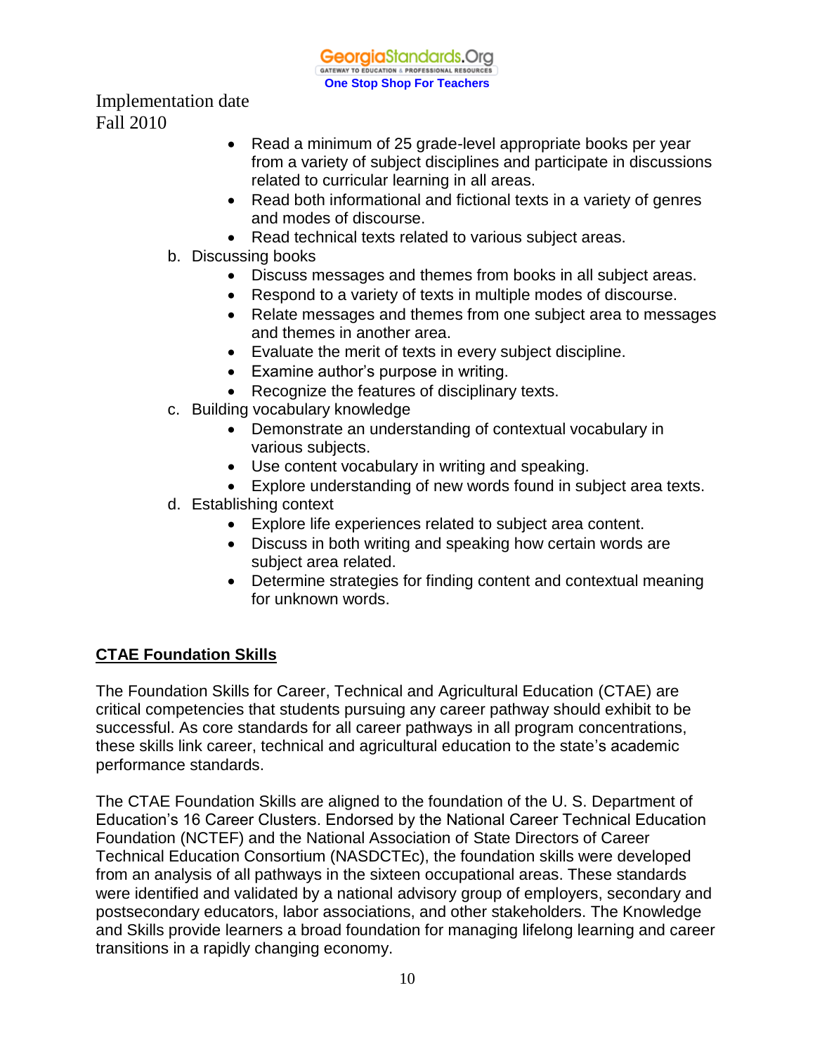Implementation date
Fall 2010

- Read a minimum of 25 grade-level appropriate books per year from a variety of subject disciplines and participate in discussions related to curricular learning in all areas.
- Read both informational and fictional texts in a variety of genres and modes of discourse.
- Read technical texts related to various subject areas.

b. Discussing books

- Discuss messages and themes from books in all subject areas.
- Respond to a variety of texts in multiple modes of discourse.
- Relate messages and themes from one subject area to messages and themes in another area.
- Evaluate the merit of texts in every subject discipline.
- Examine author's purpose in writing.
- Recognize the features of disciplinary texts.

c. Building vocabulary knowledge

- Demonstrate an understanding of contextual vocabulary in various subjects.
- Use content vocabulary in writing and speaking.
- Explore understanding of new words found in subject area texts.

d. Establishing context

- Explore life experiences related to subject area content.
- Discuss in both writing and speaking how certain words are subject area related.
- Determine strategies for finding content and contextual meaning for unknown words.

## CTAE Foundation Skills

The Foundation Skills for Career, Technical and Agricultural Education (CTAE) are critical competencies that students pursuing any career pathway should exhibit to be successful. As core standards for all career pathways in all program concentrations, these skills link career, technical and agricultural education to the state's academic performance standards.

The CTAE Foundation Skills are aligned to the foundation of the U. S. Department of Education's 16 Career Clusters. Endorsed by the National Career Technical Education Foundation (NCTEF) and the National Association of State Directors of Career Technical Education Consortium (NASDCTEc), the foundation skills were developed from an analysis of all pathways in the sixteen occupational areas. These standards were identified and validated by a national advisory group of employers, secondary and postsecondary educators, labor associations, and other stakeholders. The Knowledge and Skills provide learners a broad foundation for managing lifelong learning and career transitions in a rapidly changing economy.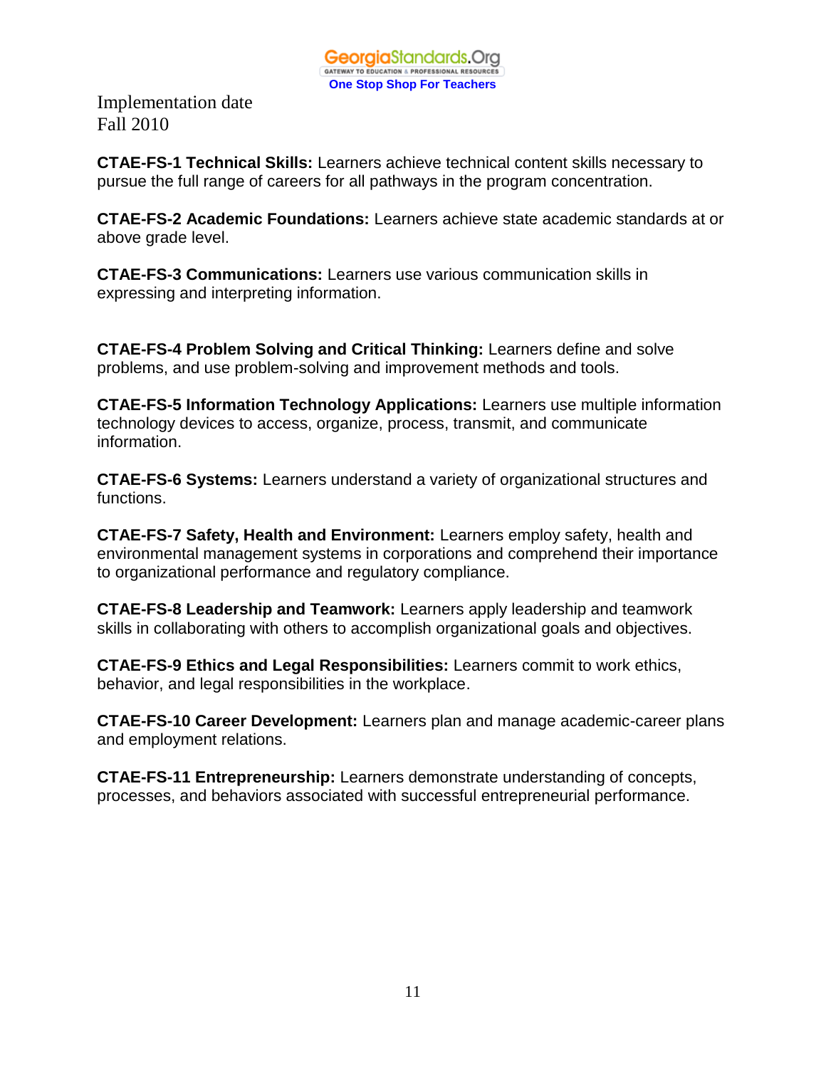Implementation date
Fall 2010

**CTAE-FS-1 Technical Skills:** Learners achieve technical content skills necessary to pursue the full range of careers for all pathways in the program concentration.

**CTAE-FS-2 Academic Foundations:** Learners achieve state academic standards at or above grade level.

**CTAE-FS-3 Communications:** Learners use various communication skills in expressing and interpreting information.

**CTAE-FS-4 Problem Solving and Critical Thinking:** Learners define and solve problems, and use problem-solving and improvement methods and tools.

**CTAE-FS-5 Information Technology Applications:** Learners use multiple information technology devices to access, organize, process, transmit, and communicate information.

**CTAE-FS-6 Systems:** Learners understand a variety of organizational structures and functions.

**CTAE-FS-7 Safety, Health and Environment:** Learners employ safety, health and environmental management systems in corporations and comprehend their importance to organizational performance and regulatory compliance.

**CTAE-FS-8 Leadership and Teamwork:** Learners apply leadership and teamwork skills in collaborating with others to accomplish organizational goals and objectives.

**CTAE-FS-9 Ethics and Legal Responsibilities:** Learners commit to work ethics, behavior, and legal responsibilities in the workplace.

**CTAE-FS-10 Career Development:** Learners plan and manage academic-career plans and employment relations.

**CTAE-FS-11 Entrepreneurship:** Learners demonstrate understanding of concepts, processes, and behaviors associated with successful entrepreneurial performance.